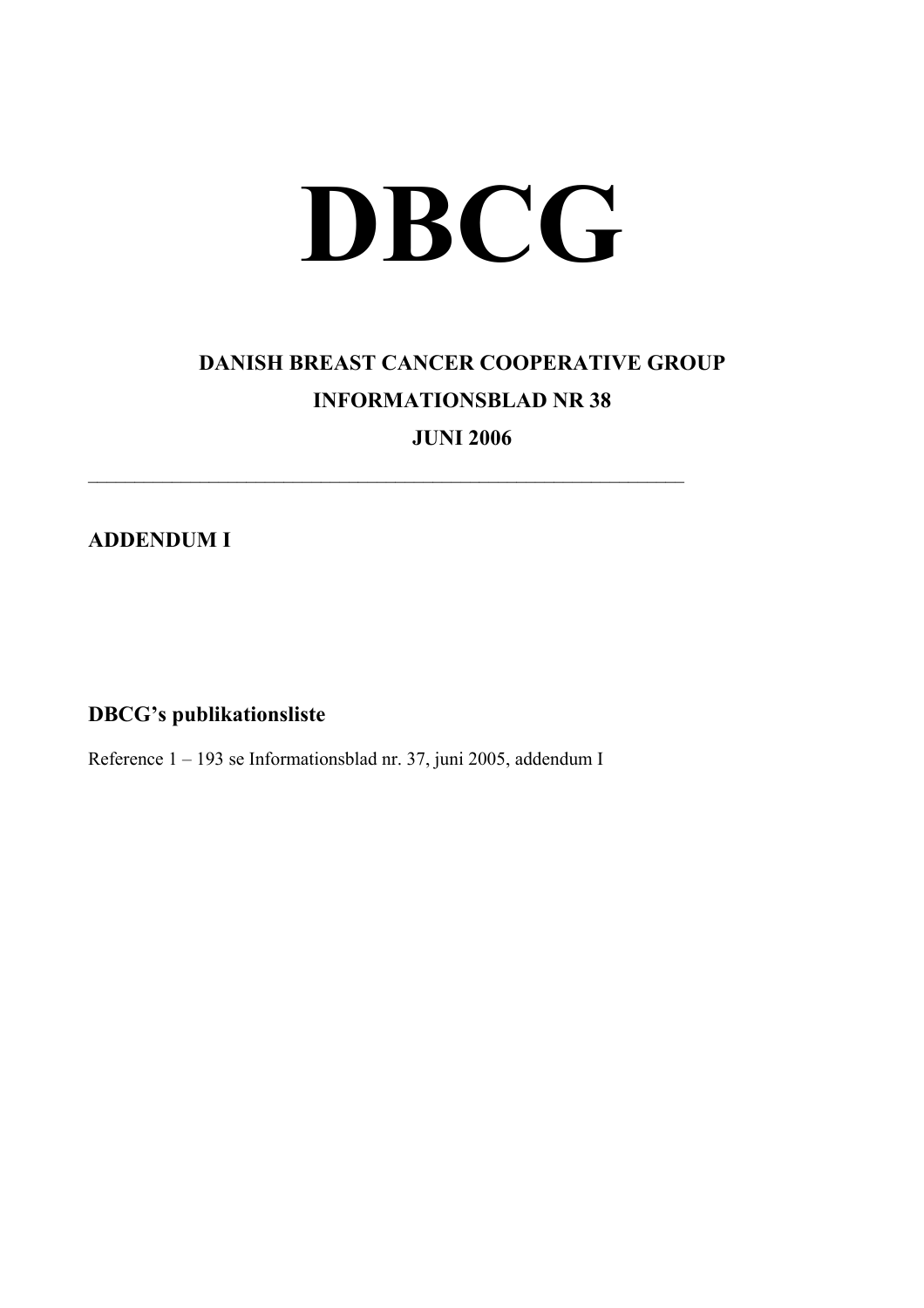# DBCG

## DANISH BREAST CANCER COOPERATIVE GROUP

## INFORMATIONSBLAD NR 38

## JUNI 2006

---

**ADDENDUM I**

### DBCG's publikationsliste

Reference 1 – 193 se Informationsblad nr. 37, juni 2005, addendum I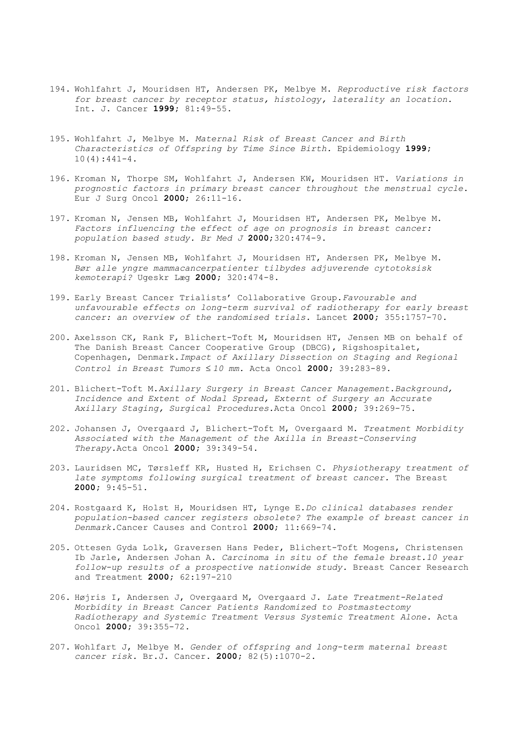194. Wohlfahrt J, Mouridsen HT, Andersen PK, Melbye M. *Reproductive risk factors for breast cancer by receptor status, histology, laterality an location.* Int. J. Cancer **1999**; 81:49-55.

195. Wohlfahrt J, Melbye M. *Maternal Risk of Breast Cancer and Birth Characteristics of Offspring by Time Since Birth.* Epidemiology **1999**; 10(4):441-4.

196. Kroman N, Thorpe SM, Wohlfahrt J, Andersen KW, Mouridsen HT. *Variations in prognostic factors in primary breast cancer throughout the menstrual cycle.* Eur J Surg Oncol **2000**; 26:11-16.

197. Kroman N, Jensen MB, Wohlfahrt J, Mouridsen HT, Andersen PK, Melbye M. *Factors influencing the effect of age on prognosis in breast cancer: population based study. Br Med J* **2000**;320:474-9.

198. Kroman N, Jensen MB, Wohlfahrt J, Mouridsen HT, Andersen PK, Melbye M. *Bør alle yngre mammacancerpatienter tilbydes adjuverende cytotoksisk kemoterapi?* Ugeskr Læg **2000**; 320:474-8.

199. Early Breast Cancer Trialists' Collaborative Group.*Favourable and unfavourable effects on long-term survival of radiotherapy for early breast cancer: an overview of the randomised trials.* Lancet **2000**; 355:1757-70.

200. Axelsson CK, Rank F, Blichert-Toft M, Mouridsen HT, Jensen MB on behalf of The Danish Breast Cancer Cooperative Group (DBCG), Rigshospitalet, Copenhagen, Denmark.*Impact of Axillary Dissection on Staging and Regional Control in Breast Tumors ≤10 mm.* Acta Oncol **2000**; 39:283-89.

201. Blichert-Toft M.*Axillary Surgery in Breast Cancer Management.Background, Incidence and Extent of Nodal Spread, Externt of Surgery an Accurate Axillary Staging, Surgical Procedures.*Acta Oncol **2000**; 39:269-75.

202. Johansen J, Overgaard J, Blichert-Toft M, Overgaard M. *Treatment Morbidity Associated with the Management of the Axilla in Breast-Conserving Therapy.*Acta Oncol **2000**; 39:349-54.

203. Lauridsen MC, Tørsleff KR, Husted H, Erichsen C. *Physiotherapy treatment of late symptoms following surgical treatment of breast cancer.* The Breast **2000**; 9:45-51.

204. Rostgaard K, Holst H, Mouridsen HT, Lynge E.*Do clinical databases render population-based cancer registers obsolete? The example of breast cancer in Denmark.*Cancer Causes and Control **2000**; 11:669-74.

205. Ottesen Gyda Lolk, Graversen Hans Peder, Blichert-Toft Mogens, Christensen Ib Jarle, Andersen Johan A. *Carcinoma in situ of the female breast.10 year follow-up results of a prospective nationwide study.* Breast Cancer Research and Treatment **2000**; 62:197-210

206. Højris I, Andersen J, Overgaard M, Overgaard J. *Late Treatment-Related Morbidity in Breast Cancer Patients Randomized to Postmastectomy Radiotherapy and Systemic Treatment Versus Systemic Treatment Alone.* Acta Oncol **2000**; 39:355-72.

207. Wohlfart J, Melbye M. *Gender of offspring and long-term maternal breast cancer risk.* Br.J. Cancer. **2000**; 82(5):1070-2.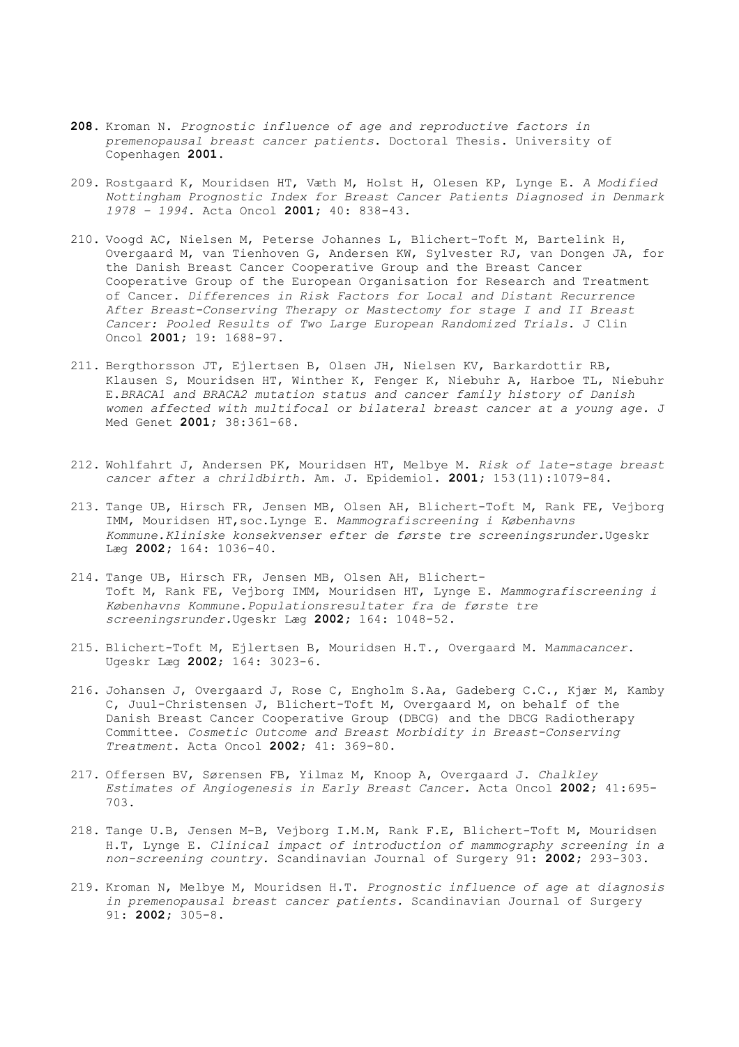**208.** Kroman N. *Prognostic influence of age and reproductive factors in premenopausal breast cancer patients*. Doctoral Thesis. University of Copenhagen **2001**.

209. Rostgaard K, Mouridsen HT, Væth M, Holst H, Olesen KP, Lynge E. *A Modified Nottingham Prognostic Index for Breast Cancer Patients Diagnosed in Denmark 1978 – 1994.* Acta Oncol **2001**; 40: 838-43.

210. Voogd AC, Nielsen M, Peterse Johannes L, Blichert-Toft M, Bartelink H, Overgaard M, van Tienhoven G, Andersen KW, Sylvester RJ, van Dongen JA, for the Danish Breast Cancer Cooperative Group and the Breast Cancer Cooperative Group of the European Organisation for Research and Treatment of Cancer. *Differences in Risk Factors for Local and Distant Recurrence After Breast-Conserving Therapy or Mastectomy for stage I and II Breast Cancer: Pooled Results of Two Large European Randomized Trials.* J Clin Oncol **2001**; 19: 1688-97.

211. Bergthorsson JT, Ejlertsen B, Olsen JH, Nielsen KV, Barkardottir RB, Klausen S, Mouridsen HT, Winther K, Fenger K, Niebuhr A, Harboe TL, Niebuhr E.*BRACA1 and BRACA2 mutation status and cancer family history of Danish women affected with multifocal or bilateral breast cancer at a young age.* J Med Genet **2001**; 38:361-68.

212. Wohlfahrt J, Andersen PK, Mouridsen HT, Melbye M. *Risk of late-stage breast cancer after a chrildbirth.* Am. J. Epidemiol. **2001**; 153(11):1079-84.

213. Tange UB, Hirsch FR, Jensen MB, Olsen AH, Blichert-Toft M, Rank FE, Vejborg IMM, Mouridsen HT,soc.Lynge E. *Mammografiscreening i Københavns Kommune.Kliniske konsekvenser efter de første tre screeningsrunder.*Ugeskr Læg **2002**; 164: 1036-40.

214. Tange UB, Hirsch FR, Jensen MB, Olsen AH, Blichert-Toft M, Rank FE, Vejborg IMM, Mouridsen HT, Lynge E. *Mammografiscreening i Københavns Kommune.Populationsresultater fra de første tre screeningsrunder.*Ugeskr Læg **2002**; 164: 1048-52.

215. Blichert-Toft M, Ejlertsen B, Mouridsen H.T., Overgaard M. M*ammacancer*. Ugeskr Læg **2002**; 164: 3023-6.

216. Johansen J, Overgaard J, Rose C, Engholm S.Aa, Gadeberg C.C., Kjær M, Kamby C, Juul-Christensen J, Blichert-Toft M, Overgaard M, on behalf of the Danish Breast Cancer Cooperative Group (DBCG) and the DBCG Radiotherapy Committee. *Cosmetic Outcome and Breast Morbidity in Breast-Conserving Treatment*. Acta Oncol **2002**; 41: 369-80.

217. Offersen BV, Sørensen FB, Yilmaz M, Knoop A, Overgaard J. *Chalkley Estimates of Angiogenesis in Early Breast Cancer.* Acta Oncol **2002**; 41:695-703.

218. Tange U.B, Jensen M-B, Vejborg I.M.M, Rank F.E, Blichert-Toft M, Mouridsen H.T, Lynge E. *Clinical impact of introduction of mammography screening in a non-screening country.* Scandinavian Journal of Surgery 91: **2002**; 293-303.

219. Kroman N, Melbye M, Mouridsen H.T. *Prognostic influence of age at diagnosis in premenopausal breast cancer patients*. Scandinavian Journal of Surgery 91: **2002**; 305-8.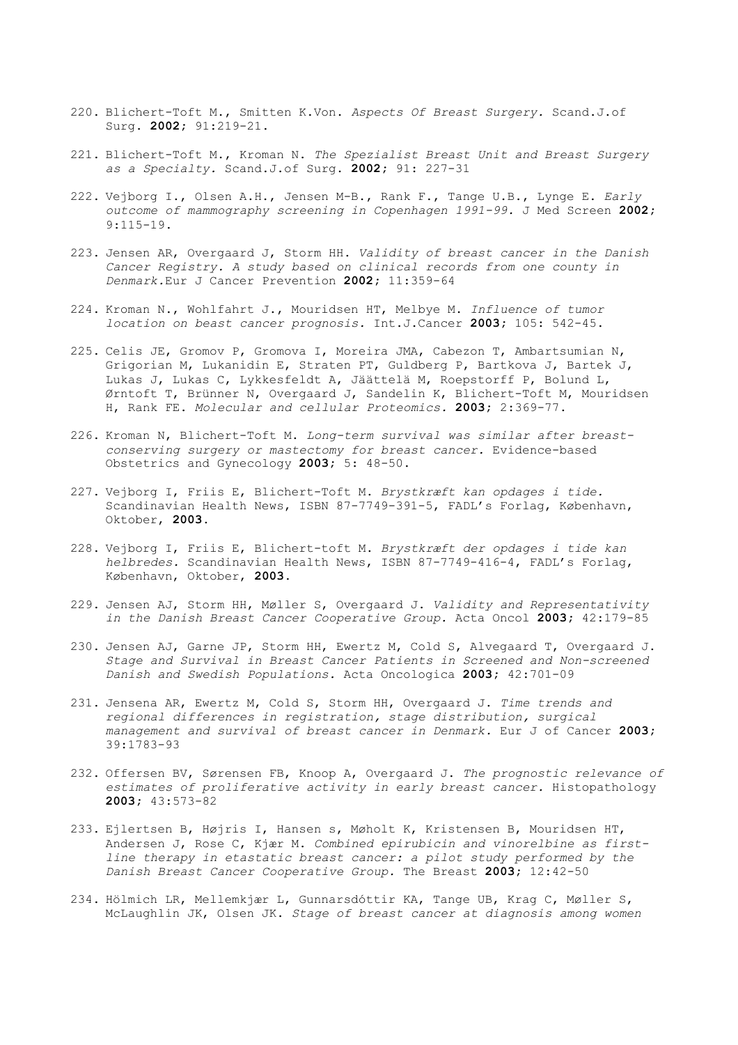220. Blichert-Toft M., Smitten K.Von. *Aspects Of Breast Surgery.* Scand.J.of Surg. **2002;** 91:219-21.

221. Blichert-Toft M., Kroman N. *The Spezialist Breast Unit and Breast Surgery as a Specialty.* Scand.J.of Surg. **2002;** 91: 227-31

222. Vejborg I., Olsen A.H., Jensen M-B., Rank F., Tange U.B., Lynge E. *Early outcome of mammography screening in Copenhagen 1991-99.* J Med Screen **2002;** 9:115-19.

223. Jensen AR, Overgaard J, Storm HH. *Validity of breast cancer in the Danish Cancer Registry. A study based on clinical records from one county in Denmark.*Eur J Cancer Prevention **2002;** 11:359-64

224. Kroman N., Wohlfahrt J., Mouridsen HT, Melbye M. *Influence of tumor location on beast cancer prognosis.* Int.J.Cancer **2003;** 105: 542-45.

225. Celis JE, Gromov P, Gromova I, Moreira JMA, Cabezon T, Ambartsumian N, Grigorian M, Lukanidin E, Straten PT, Guldberg P, Bartkova J, Bartek J, Lukas J, Lukas C, Lykkesfeldt A, Jäättelä M, Roepstorff P, Bolund L, Ørntoft T, Brünner N, Overgaard J, Sandelin K, Blichert-Toft M, Mouridsen H, Rank FE. *Molecular and cellular Proteomics.* **2003;** 2:369-77.

226. Kroman N, Blichert-Toft M. *Long-term survival was similar after breast-conserving surgery or mastectomy for breast cancer.* Evidence-based Obstetrics and Gynecology **2003;** 5: 48-50.

227. Vejborg I, Friis E, Blichert-Toft M. *Brystkræft kan opdages i tide.* Scandinavian Health News, ISBN 87-7749-391-5, FADL's Forlag, København, Oktober, **2003.**

228. Vejborg I, Friis E, Blichert-toft M. *Brystkræft der opdages i tide kan helbredes.* Scandinavian Health News, ISBN 87-7749-416-4, FADL's Forlag, København, Oktober, **2003.**

229. Jensen AJ, Storm HH, Møller S, Overgaard J. *Validity and Representativity in the Danish Breast Cancer Cooperative Group.* Acta Oncol **2003;** 42:179-85

230. Jensen AJ, Garne JP, Storm HH, Ewertz M, Cold S, Alvegaard T, Overgaard J. *Stage and Survival in Breast Cancer Patients in Screened and Non-screened Danish and Swedish Populations.* Acta Oncologica **2003;** 42:701-09

231. Jensena AR, Ewertz M, Cold S, Storm HH, Overgaard J. *Time trends and regional differences in registration, stage distribution, surgical management and survival of breast cancer in Denmark.* Eur J of Cancer **2003;** 39:1783-93

232. Offersen BV, Sørensen FB, Knoop A, Overgaard J. *The prognostic relevance of estimates of proliferative activity in early breast cancer.* Histopathology **2003;** 43:573-82

233. Ejlertsen B, Højris I, Hansen s, Møholt K, Kristensen B, Mouridsen HT, Andersen J, Rose C, Kjær M. *Combined epirubicin and vinorelbine as first-line therapy in etastatic breast cancer: a pilot study performed by the Danish Breast Cancer Cooperative Group.* The Breast **2003;** 12:42-50

234. Hölmich LR, Mellemkjær L, Gunnarsdóttir KA, Tange UB, Krag C, Møller S, McLaughlin JK, Olsen JK. *Stage of breast cancer at diagnosis among women*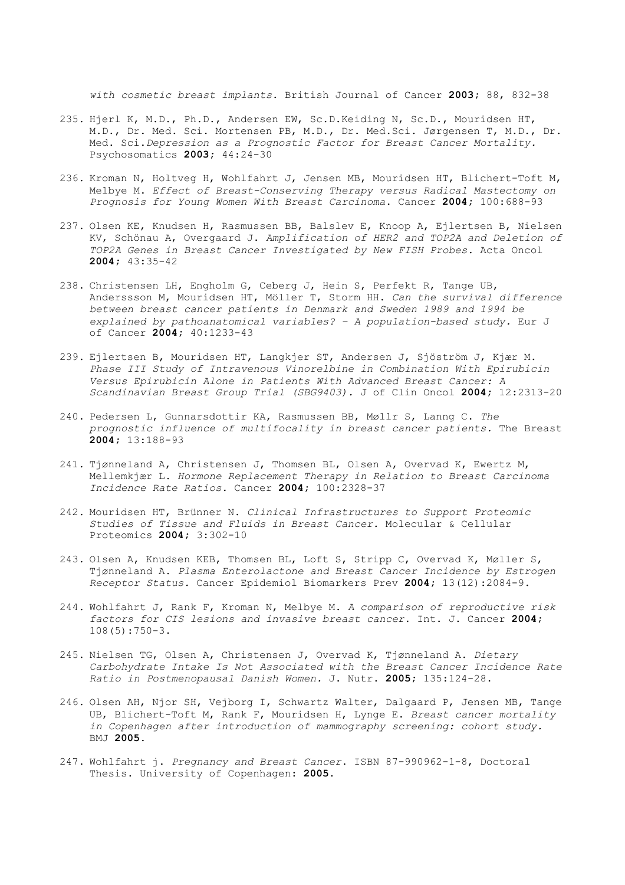*with cosmetic breast implants.* British Journal of Cancer **2003**; 88, 832-38

235. Hjerl K, M.D., Ph.D., Andersen EW, Sc.D.Keiding N, Sc.D., Mouridsen HT, M.D., Dr. Med. Sci. Mortensen PB, M.D., Dr. Med.Sci. Jørgensen T, M.D., Dr. Med. Sci.*Depression as a Prognostic Factor for Breast Cancer Mortality.* Psychosomatics **2003**; 44:24-30

236. Kroman N, Holtveg H, Wohlfahrt J, Jensen MB, Mouridsen HT, Blichert-Toft M, Melbye M. *Effect of Breast-Conserving Therapy versus Radical Mastectomy on Prognosis for Young Women With Breast Carcinoma*. Cancer **2004**; 100:688-93

237. Olsen KE, Knudsen H, Rasmussen BB, Balslev E, Knoop A, Ejlertsen B, Nielsen KV, Schönau A, Overgaard J. *Amplification of HER2 and TOP2A and Deletion of TOP2A Genes in Breast Cancer Investigated by New FISH Probes.* Acta Oncol **2004**; 43:35-42

238. Christensen LH, Engholm G, Ceberg J, Hein S, Perfekt R, Tange UB, Anderssson M, Mouridsen HT, Möller T, Storm HH. *Can the survival difference between breast cancer patients in Denmark and Sweden 1989 and 1994 be explained by pathoanatomical variables? – A population-based study.* Eur J of Cancer **2004**; 40:1233-43

239. Ejlertsen B, Mouridsen HT, Langkjer ST, Andersen J, Sjöström J, Kjær M. *Phase III Study of Intravenous Vinorelbine in Combination With Epirubicin Versus Epirubicin Alone in Patients With Advanced Breast Cancer: A Scandinavian Breast Group Trial (SBG9403).* J of Clin Oncol **2004**; 12:2313-20

240. Pedersen L, Gunnarsdottir KA, Rasmussen BB, Møllr S, Lanng C. *The prognostic influence of multifocality in breast cancer patients.* The Breast **2004**; 13:188-93

241. Tjønneland A, Christensen J, Thomsen BL, Olsen A, Overvad K, Ewertz M, Mellemkjær L. *Hormone Replacement Therapy in Relation to Breast Carcinoma Incidence Rate Ratios.* Cancer **2004**; 100:2328-37

242. Mouridsen HT, Brünner N. *Clinical Infrastructures to Support Proteomic Studies of Tissue and Fluids in Breast Cancer.* Molecular & Cellular Proteomics **2004**; 3:302-10

243. Olsen A, Knudsen KEB, Thomsen BL, Loft S, Stripp C, Overvad K, Møller S, Tjønneland A. *Plasma Enterolactone and Breast Cancer Incidence by Estrogen Receptor Status.* Cancer Epidemiol Biomarkers Prev **2004**; 13(12):2084-9.

244. Wohlfahrt J, Rank F, Kroman N, Melbye M. *A comparison of reproductive risk factors for CIS lesions and invasive breast cancer.* Int. J. Cancer **2004**; 108(5):750-3.

245. Nielsen TG, Olsen A, Christensen J, Overvad K, Tjønneland A. *Dietary Carbohydrate Intake Is Not Associated with the Breast Cancer Incidence Rate Ratio in Postmenopausal Danish Women.* J. Nutr. **2005**; 135:124-28.

246. Olsen AH, Njor SH, Vejborg I, Schwartz Walter, Dalgaard P, Jensen MB, Tange UB, Blichert-Toft M, Rank F, Mouridsen H, Lynge E. *Breast cancer mortality in Copenhagen after introduction of mammography screening: cohort study.* BMJ **2005**.

247. Wohlfahrt j. *Pregnancy and Breast Cancer*. ISBN 87-990962-1-8, Doctoral Thesis. University of Copenhagen: **2005**.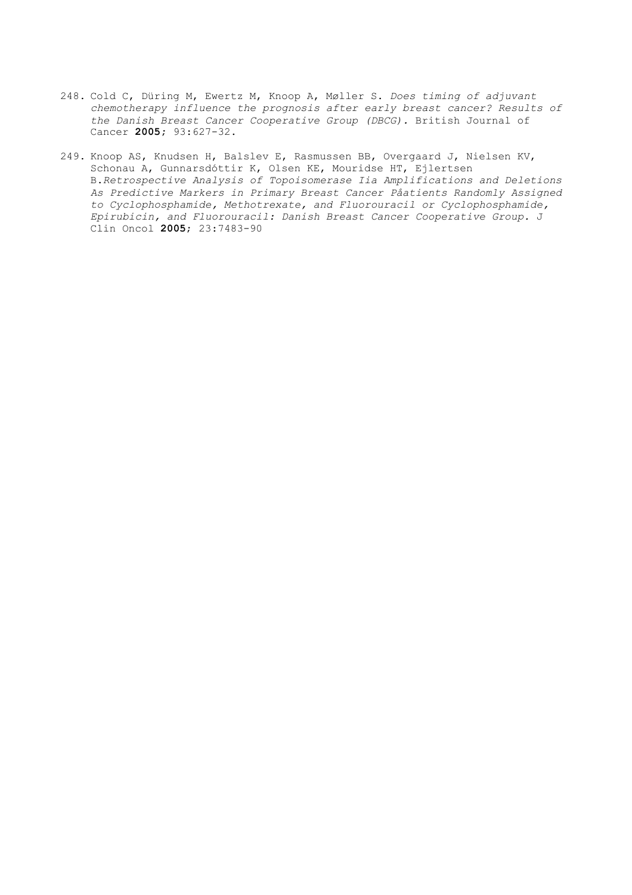248. Cold C, Düring M, Ewertz M, Knoop A, Møller S. *Does timing of adjuvant chemotherapy influence the prognosis after early breast cancer? Results of the Danish Breast Cancer Cooperative Group (DBCG).* British Journal of Cancer **2005**; 93:627-32.

249. Knoop AS, Knudsen H, Balslev E, Rasmussen BB, Overgaard J, Nielsen KV, Schonau A, Gunnarsdóttir K, Olsen KE, Mouridse HT, Ejlertsen B.*Retrospective Analysis of Topoisomerase Iia Amplifications and Deletions As Predictive Markers in Primary Breast Cancer Påatients Randomly Assigned to Cyclophosphamide, Methotrexate, and Fluorouracil or Cyclophosphamide, Epirubicin, and Fluorouracil: Danish Breast Cancer Cooperative Group.* J Clin Oncol **2005**; 23:7483-90